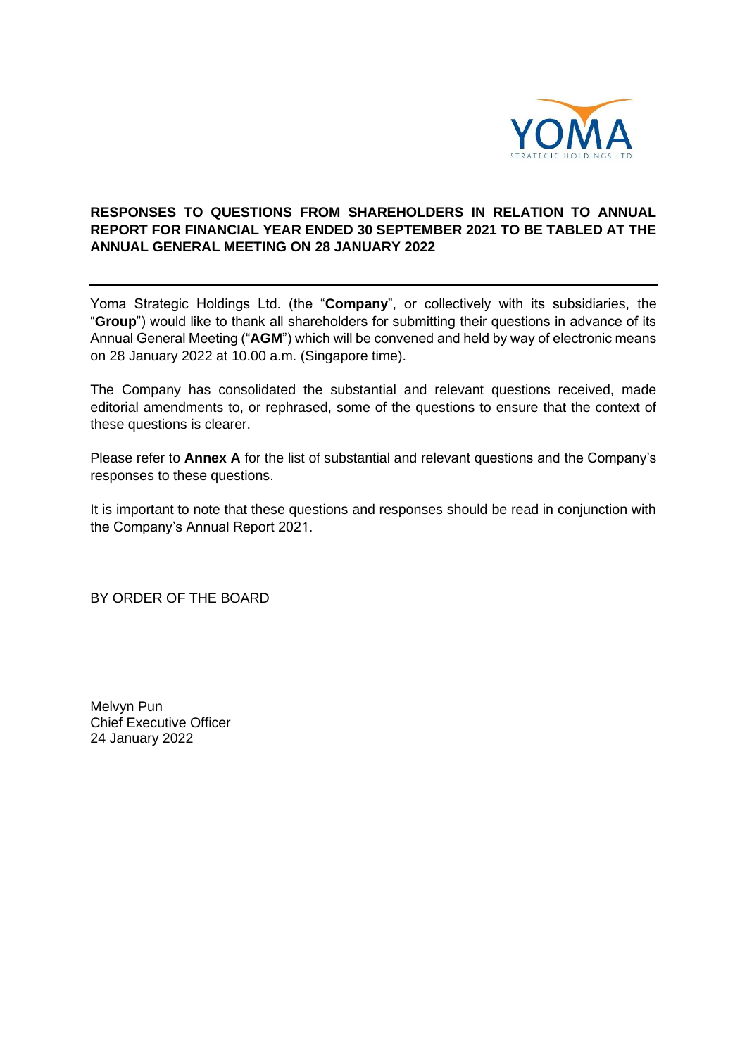# RESPONSES TO QUESTIONS FROM SHAREHOLDERS IN RELATION TO ANNUAL REPORT FOR FINANCIAL YEAR ENDED 30 SEPTEMBER 2021 TO BE TABLED AT THE ANNUAL GENERAL MEETING ON 28 JANUARY 2022

---

Yoma Strategic Holdings Ltd. (the "**Company**", or collectively with its subsidiaries, the "**Group**") would like to thank all shareholders for submitting their questions in advance of its Annual General Meeting ("**AGM**") which will be convened and held by way of electronic means on 28 January 2022 at 10.00 a.m. (Singapore time).

The Company has consolidated the substantial and relevant questions received, made editorial amendments to, or rephrased, some of the questions to ensure that the context of these questions is clearer.

Please refer to **Annex A** for the list of substantial and relevant questions and the Company's responses to these questions.

It is important to note that these questions and responses should be read in conjunction with the Company's Annual Report 2021.

BY ORDER OF THE BOARD

Melvyn Pun
Chief Executive Officer
24 January 2022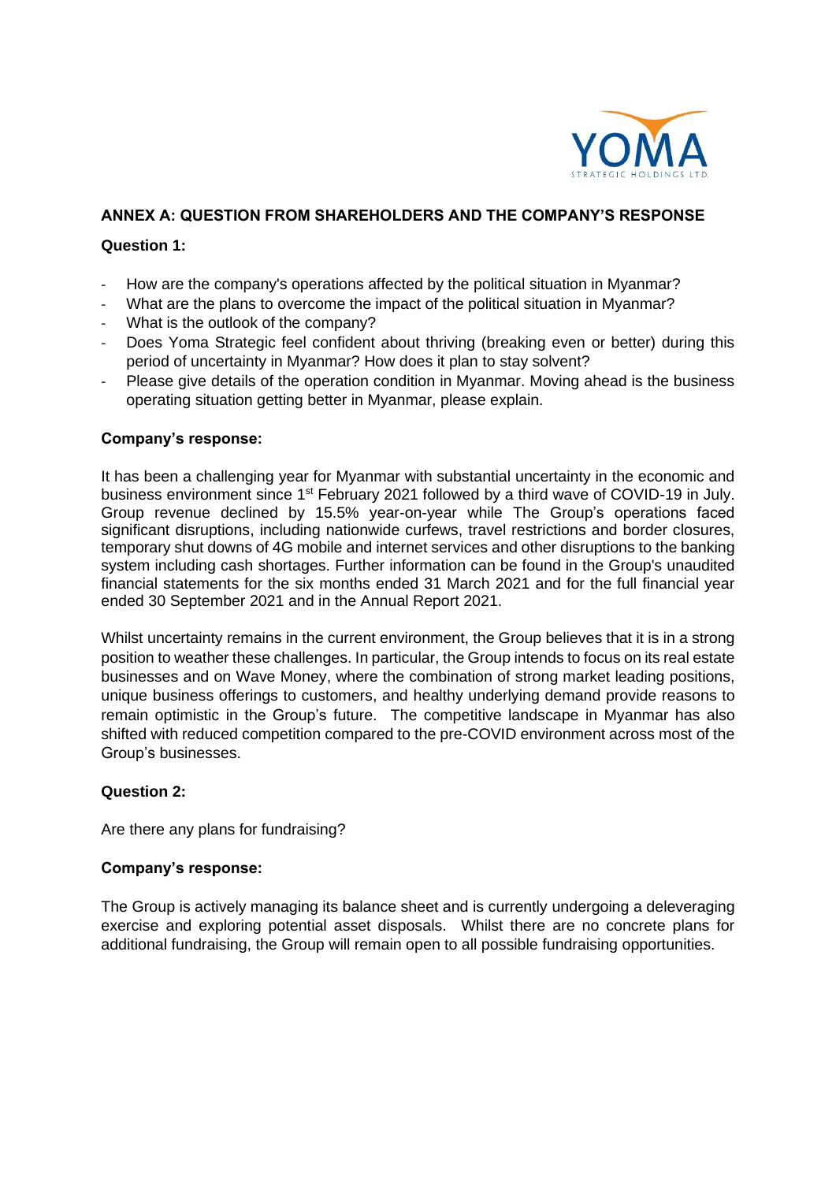## ANNEX A: QUESTION FROM SHAREHOLDERS AND THE COMPANY'S RESPONSE

**Question 1:**

- How are the company's operations affected by the political situation in Myanmar?
- What are the plans to overcome the impact of the political situation in Myanmar?
- What is the outlook of the company?
- Does Yoma Strategic feel confident about thriving (breaking even or better) during this period of uncertainty in Myanmar? How does it plan to stay solvent?
- Please give details of the operation condition in Myanmar. Moving ahead is the business operating situation getting better in Myanmar, please explain.

**Company's response:**

It has been a challenging year for Myanmar with substantial uncertainty in the economic and business environment since 1st February 2021 followed by a third wave of COVID-19 in July. Group revenue declined by 15.5% year-on-year while The Group's operations faced significant disruptions, including nationwide curfews, travel restrictions and border closures, temporary shut downs of 4G mobile and internet services and other disruptions to the banking system including cash shortages. Further information can be found in the Group's unaudited financial statements for the six months ended 31 March 2021 and for the full financial year ended 30 September 2021 and in the Annual Report 2021.

Whilst uncertainty remains in the current environment, the Group believes that it is in a strong position to weather these challenges. In particular, the Group intends to focus on its real estate businesses and on Wave Money, where the combination of strong market leading positions, unique business offerings to customers, and healthy underlying demand provide reasons to remain optimistic in the Group's future. The competitive landscape in Myanmar has also shifted with reduced competition compared to the pre-COVID environment across most of the Group's businesses.

**Question 2:**

Are there any plans for fundraising?

**Company's response:**

The Group is actively managing its balance sheet and is currently undergoing a deleveraging exercise and exploring potential asset disposals. Whilst there are no concrete plans for additional fundraising, the Group will remain open to all possible fundraising opportunities.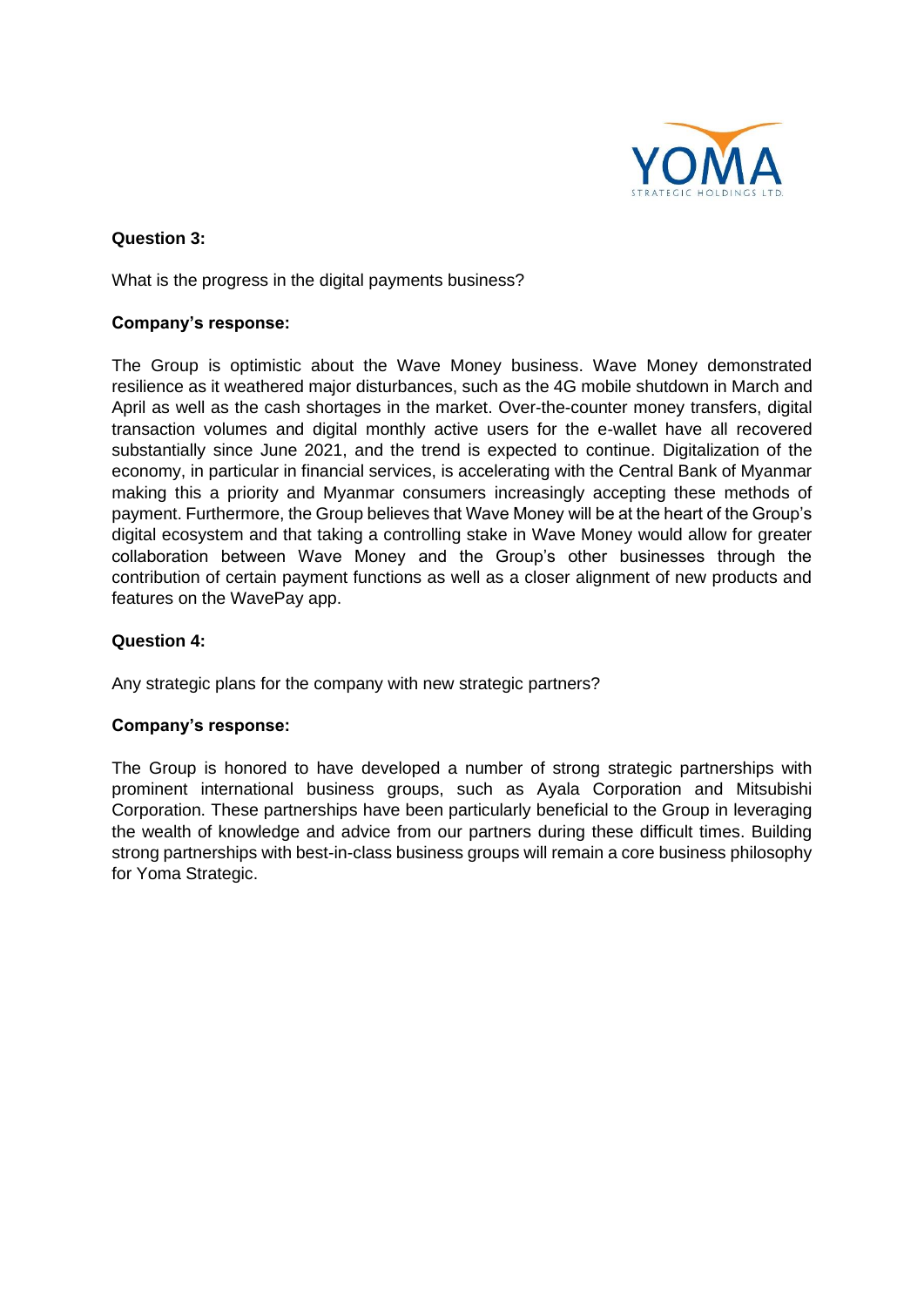**Question 3:**

What is the progress in the digital payments business?

**Company's response:**

The Group is optimistic about the Wave Money business. Wave Money demonstrated resilience as it weathered major disturbances, such as the 4G mobile shutdown in March and April as well as the cash shortages in the market. Over-the-counter money transfers, digital transaction volumes and digital monthly active users for the e-wallet have all recovered substantially since June 2021, and the trend is expected to continue. Digitalization of the economy, in particular in financial services, is accelerating with the Central Bank of Myanmar making this a priority and Myanmar consumers increasingly accepting these methods of payment. Furthermore, the Group believes that Wave Money will be at the heart of the Group's digital ecosystem and that taking a controlling stake in Wave Money would allow for greater collaboration between Wave Money and the Group's other businesses through the contribution of certain payment functions as well as a closer alignment of new products and features on the WavePay app.

**Question 4:**

Any strategic plans for the company with new strategic partners?

**Company's response:**

The Group is honored to have developed a number of strong strategic partnerships with prominent international business groups, such as Ayala Corporation and Mitsubishi Corporation. These partnerships have been particularly beneficial to the Group in leveraging the wealth of knowledge and advice from our partners during these difficult times. Building strong partnerships with best-in-class business groups will remain a core business philosophy for Yoma Strategic.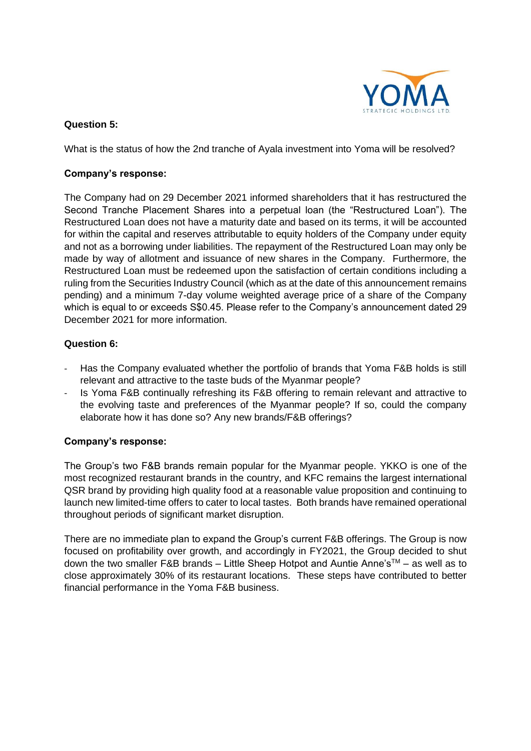**Question 5:**

What is the status of how the 2nd tranche of Ayala investment into Yoma will be resolved?

**Company's response:**

The Company had on 29 December 2021 informed shareholders that it has restructured the Second Tranche Placement Shares into a perpetual loan (the "Restructured Loan"). The Restructured Loan does not have a maturity date and based on its terms, it will be accounted for within the capital and reserves attributable to equity holders of the Company under equity and not as a borrowing under liabilities. The repayment of the Restructured Loan may only be made by way of allotment and issuance of new shares in the Company. Furthermore, the Restructured Loan must be redeemed upon the satisfaction of certain conditions including a ruling from the Securities Industry Council (which as at the date of this announcement remains pending) and a minimum 7-day volume weighted average price of a share of the Company which is equal to or exceeds S$0.45. Please refer to the Company's announcement dated 29 December 2021 for more information.

**Question 6:**

- Has the Company evaluated whether the portfolio of brands that Yoma F&B holds is still relevant and attractive to the taste buds of the Myanmar people?
- Is Yoma F&B continually refreshing its F&B offering to remain relevant and attractive to the evolving taste and preferences of the Myanmar people? If so, could the company elaborate how it has done so? Any new brands/F&B offerings?

**Company's response:**

The Group's two F&B brands remain popular for the Myanmar people. YKKO is one of the most recognized restaurant brands in the country, and KFC remains the largest international QSR brand by providing high quality food at a reasonable value proposition and continuing to launch new limited-time offers to cater to local tastes. Both brands have remained operational throughout periods of significant market disruption.

There are no immediate plan to expand the Group's current F&B offerings. The Group is now focused on profitability over growth, and accordingly in FY2021, the Group decided to shut down the two smaller F&B brands – Little Sheep Hotpot and Auntie Anne's™ – as well as to close approximately 30% of its restaurant locations. These steps have contributed to better financial performance in the Yoma F&B business.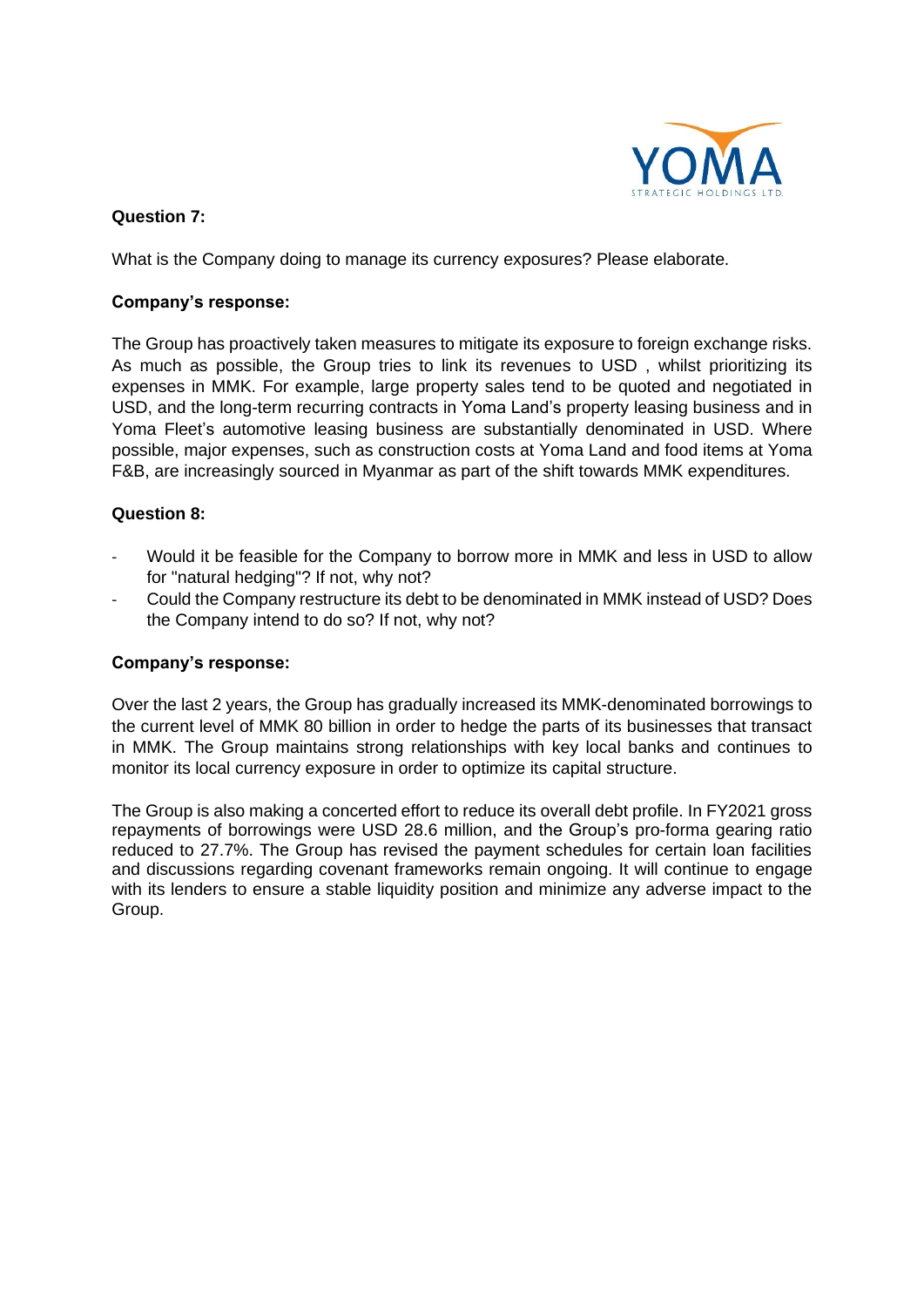**Question 7:**

What is the Company doing to manage its currency exposures? Please elaborate.

**Company's response:**

The Group has proactively taken measures to mitigate its exposure to foreign exchange risks. As much as possible, the Group tries to link its revenues to USD , whilst prioritizing its expenses in MMK. For example, large property sales tend to be quoted and negotiated in USD, and the long-term recurring contracts in Yoma Land's property leasing business and in Yoma Fleet's automotive leasing business are substantially denominated in USD. Where possible, major expenses, such as construction costs at Yoma Land and food items at Yoma F&B, are increasingly sourced in Myanmar as part of the shift towards MMK expenditures.

**Question 8:**

- Would it be feasible for the Company to borrow more in MMK and less in USD to allow for "natural hedging"? If not, why not?
- Could the Company restructure its debt to be denominated in MMK instead of USD? Does the Company intend to do so? If not, why not?

**Company's response:**

Over the last 2 years, the Group has gradually increased its MMK-denominated borrowings to the current level of MMK 80 billion in order to hedge the parts of its businesses that transact in MMK. The Group maintains strong relationships with key local banks and continues to monitor its local currency exposure in order to optimize its capital structure.

The Group is also making a concerted effort to reduce its overall debt profile. In FY2021 gross repayments of borrowings were USD 28.6 million, and the Group's pro-forma gearing ratio reduced to 27.7%. The Group has revised the payment schedules for certain loan facilities and discussions regarding covenant frameworks remain ongoing. It will continue to engage with its lenders to ensure a stable liquidity position and minimize any adverse impact to the Group.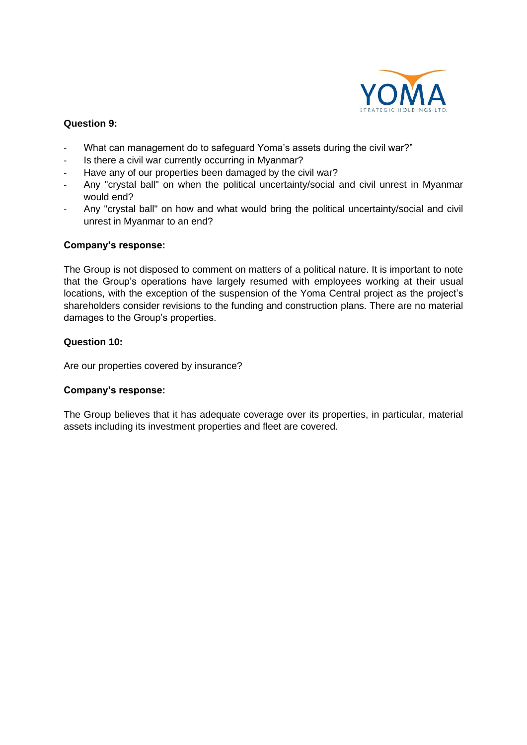**Question 9:**

- What can management do to safeguard Yoma's assets during the civil war?"
- Is there a civil war currently occurring in Myanmar?
- Have any of our properties been damaged by the civil war?
- Any "crystal ball" on when the political uncertainty/social and civil unrest in Myanmar would end?
- Any "crystal ball" on how and what would bring the political uncertainty/social and civil unrest in Myanmar to an end?

**Company's response:**

The Group is not disposed to comment on matters of a political nature. It is important to note that the Group's operations have largely resumed with employees working at their usual locations, with the exception of the suspension of the Yoma Central project as the project's shareholders consider revisions to the funding and construction plans. There are no material damages to the Group's properties.

**Question 10:**

Are our properties covered by insurance?

**Company's response:**

The Group believes that it has adequate coverage over its properties, in particular, material assets including its investment properties and fleet are covered.